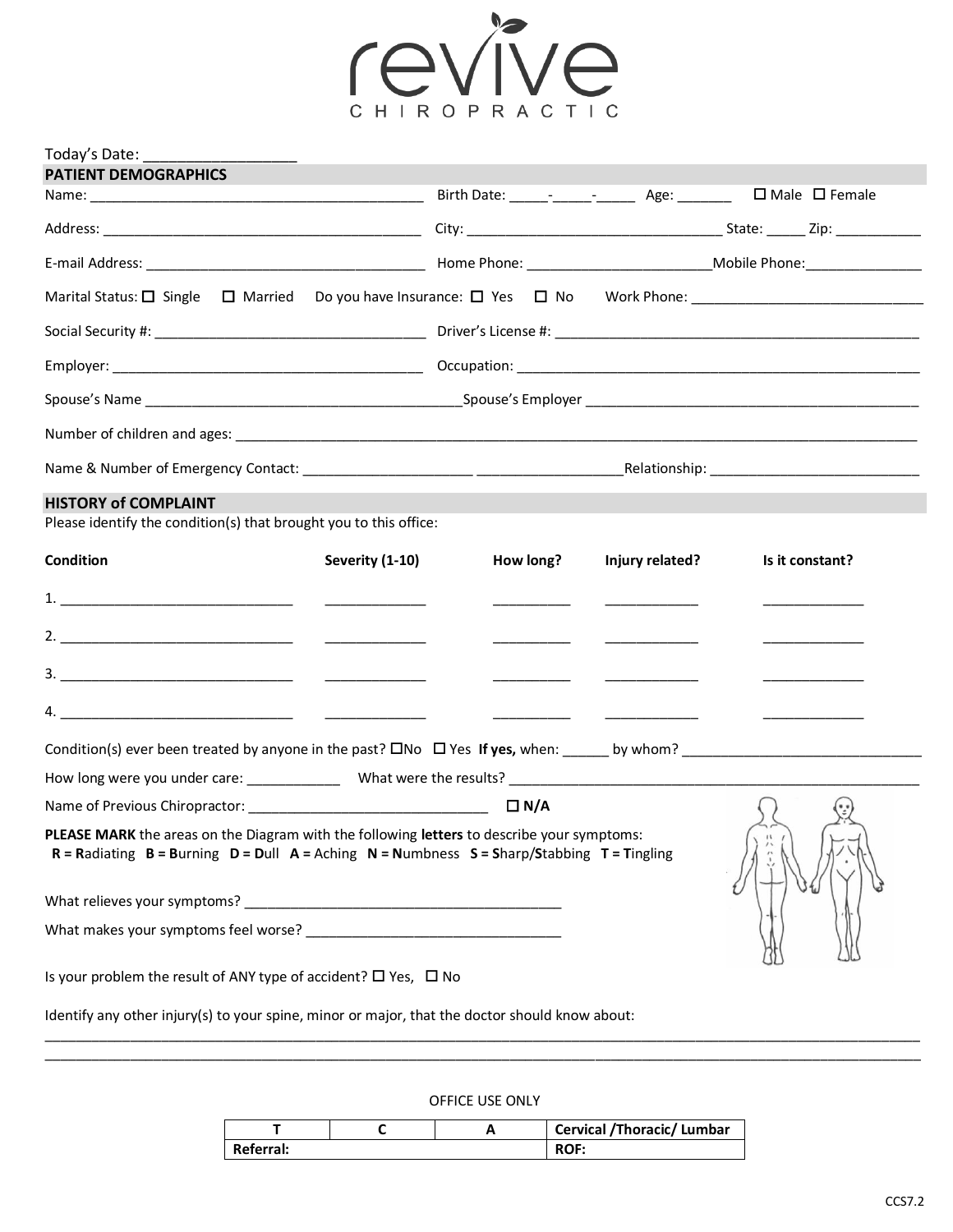# revive CHIROPRACTIC

Today's Date: ________________

## PATIENT DEMOGRAPHICS

Name: ________________________________________ Birth Date: _____-_____-_____ Age: _______ ☐ Male ☐ Female

Address: ________________________________________ City: ________________________________ State: _____ Zip: __________

E-mail Address: ________________________________ Home Phone: ______________________ Mobile Phone: ______________

Marital Status: ☐ Single ☐ Married Do you have Insurance: ☐ Yes ☐ No Work Phone: ____________________________

Social Security #: ________________________________ Driver's License #: ____________________________________________

Employer: ______________________________________ Occupation: _________________________________________________

Spouse's Name ________________________________________ Spouse's Employer ____________________________________

Number of children and ages: ________________________________________________________________________________

Name & Number of Emergency Contact: _____________________ __________________ Relationship: _________________________

## HISTORY of COMPLAINT

Please identify the condition(s) that brought you to this office:

| Condition | Severity (1-10) | How long? | Injury related? | Is it constant? |
|---|---|---|---|---|
| 1. ____________________________ | ____________ | _________ | ___________ | ____________ |
| 2. ____________________________ | ____________ | _________ | ___________ | ____________ |
| 3. ____________________________ | ____________ | _________ | ___________ | ____________ |
| 4. ____________________________ | ____________ | _________ | ___________ | ____________ |

Condition(s) ever been treated by anyone in the past? ☐No ☐ Yes **If yes,** when: ______ by whom? ______________________________

How long were you under care: ____________ What were the results? ______________________________________________________

Name of Previous Chiropractor: ______________________________ ☐ **N/A**

**PLEASE MARK** the areas on the Diagram with the following **letters** to describe your symptoms:
**R** = **R**adiating **B** = **B**urning **D** = **D**ull **A** = Aching **N** = **N**umbness **S** = **S**harp/**S**tabbing **T** = **T**ingling

What relieves your symptoms? ________________________________________

What makes your symptoms feel worse? ________________________________

Is your problem the result of ANY type of accident? ☐ Yes, ☐ No

Identify any other injury(s) to your spine, minor or major, that the doctor should know about:

________________________________________________________________________________________________________________

________________________________________________________________________________________________________________

OFFICE USE ONLY

| T | C | A | Cervical /Thoracic/ Lumbar |
|---|---|---|---|
| Referral: | | | ROF: |

CCS7.2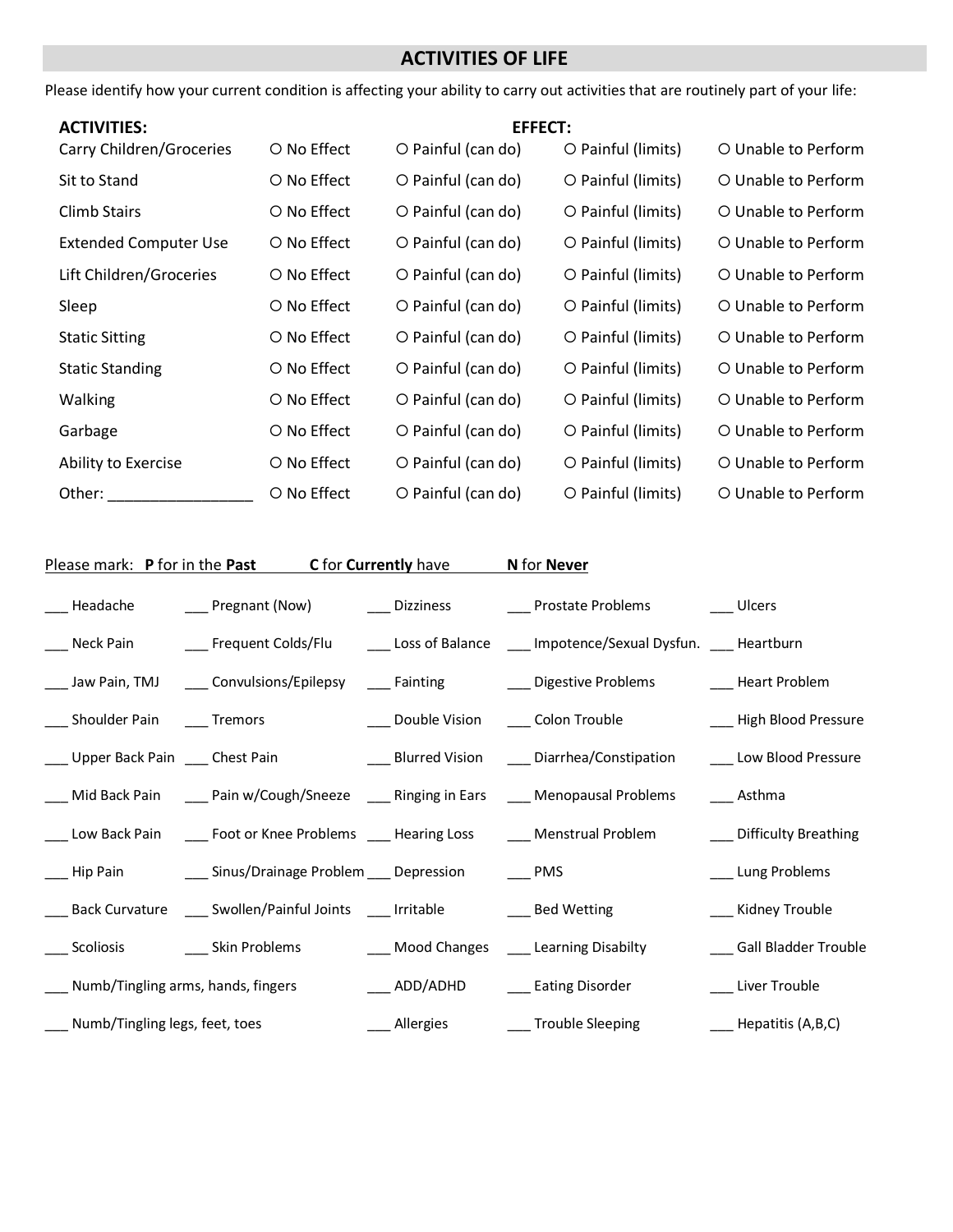## ACTIVITIES OF LIFE

Please identify how your current condition is affecting your ability to carry out activities that are routinely part of your life:

| ACTIVITIES: | EFFECT: | | | |
|---|---|---|---|---|
| Carry Children/Groceries | ○ No Effect | ○ Painful (can do) | ○ Painful (limits) | ○ Unable to Perform |
| Sit to Stand | ○ No Effect | ○ Painful (can do) | ○ Painful (limits) | ○ Unable to Perform |
| Climb Stairs | ○ No Effect | ○ Painful (can do) | ○ Painful (limits) | ○ Unable to Perform |
| Extended Computer Use | ○ No Effect | ○ Painful (can do) | ○ Painful (limits) | ○ Unable to Perform |
| Lift Children/Groceries | ○ No Effect | ○ Painful (can do) | ○ Painful (limits) | ○ Unable to Perform |
| Sleep | ○ No Effect | ○ Painful (can do) | ○ Painful (limits) | ○ Unable to Perform |
| Static Sitting | ○ No Effect | ○ Painful (can do) | ○ Painful (limits) | ○ Unable to Perform |
| Static Standing | ○ No Effect | ○ Painful (can do) | ○ Painful (limits) | ○ Unable to Perform |
| Walking | ○ No Effect | ○ Painful (can do) | ○ Painful (limits) | ○ Unable to Perform |
| Garbage | ○ No Effect | ○ Painful (can do) | ○ Painful (limits) | ○ Unable to Perform |
| Ability to Exercise | ○ No Effect | ○ Painful (can do) | ○ Painful (limits) | ○ Unable to Perform |
| Other: _________________ | ○ No Effect | ○ Painful (can do) | ○ Painful (limits) | ○ Unable to Perform |

Please mark: **P** for in the **Past** **C** for **Currently** have **N** for **Never**

| | | | | |
|---|---|---|---|---|
| ___ Headache | ___ Pregnant (Now) | ___ Dizziness | ___ Prostate Problems | ___ Ulcers |
| ___ Neck Pain | ___ Frequent Colds/Flu | ___ Loss of Balance | ___ Impotence/Sexual Dysfun. | ___ Heartburn |
| ___ Jaw Pain, TMJ | ___ Convulsions/Epilepsy | ___ Fainting | ___ Digestive Problems | ___ Heart Problem |
| ___ Shoulder Pain | ___ Tremors | ___ Double Vision | ___ Colon Trouble | ___ High Blood Pressure |
| ___ Upper Back Pain | ___ Chest Pain | ___ Blurred Vision | ___ Diarrhea/Constipation | ___ Low Blood Pressure |
| ___ Mid Back Pain | ___ Pain w/Cough/Sneeze | ___ Ringing in Ears | ___ Menopausal Problems | ___ Asthma |
| ___ Low Back Pain | ___ Foot or Knee Problems | ___ Hearing Loss | ___ Menstrual Problem | ___ Difficulty Breathing |
| ___ Hip Pain | ___ Sinus/Drainage Problem | ___ Depression | ___ PMS | ___ Lung Problems |
| ___ Back Curvature | ___ Swollen/Painful Joints | ___ Irritable | ___ Bed Wetting | ___ Kidney Trouble |
| ___ Scoliosis | ___ Skin Problems | ___ Mood Changes | ___ Learning Disabilty | ___ Gall Bladder Trouble |
| ___ Numb/Tingling arms, hands, fingers | | ___ ADD/ADHD | ___ Eating Disorder | ___ Liver Trouble |
| ___ Numb/Tingling legs, feet, toes | | ___ Allergies | ___ Trouble Sleeping | ___ Hepatitis (A,B,C) |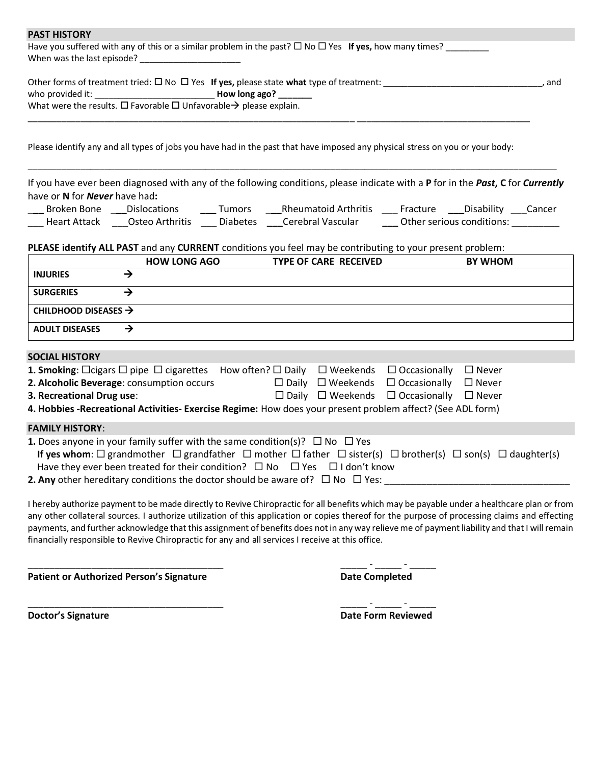## PAST HISTORY

Have you suffered with any of this or a similar problem in the past? ☐ No ☐ Yes **If yes,** how many times? _________
When was the last episode? _____________________

Other forms of treatment tried: ☐ No ☐ Yes **If yes,** please state **what** type of treatment: _________________________________, and who provided it: ________________________ **How long ago? _______**
What were the results. ☐ Favorable ☐ Unfavorable→ please explain.
_______________________________________________________________________ _____________________________________

Please identify any and all types of jobs you have had in the past that have imposed any physical stress on you or your body:
_____________________________________________________________________________________________________________

If you have ever been diagnosed with any of the following conditions, please indicate with a **P** for in the ***Past***, **C** for ***Currently*** have or **N** for ***Never*** have had**:**

___ Broken Bone ___Dislocations ___ Tumors ___Rheumatoid Arthritis ___ Fracture ___Disability ___Cancer
___ Heart Attack ___Osteo Arthritis ___ Diabetes ___Cerebral Vascular ___ Other serious conditions: _________

**PLEASE identify ALL PAST** and any **CURRENT** conditions you feel may be contributing to your present problem:

| | HOW LONG AGO | TYPE OF CARE RECEIVED | BY WHOM |
|---|---|---|---|
| **INJURIES** → | | | |
| **SURGERIES** → | | | |
| **CHILDHOOD DISEASES** → | | | |
| **ADULT DISEASES** → | | | |

## SOCIAL HISTORY

**1. Smoking**: ☐cigars ☐ pipe ☐ cigarettes How often? ☐ Daily ☐ Weekends ☐ Occasionally ☐ Never
**2. Alcoholic Beverage**: consumption occurs ☐ Daily ☐ Weekends ☐ Occasionally ☐ Never
**3. Recreational Drug use**: ☐ Daily ☐ Weekends ☐ Occasionally ☐ Never
**4. Hobbies -Recreational Activities- Exercise Regime:** How does your present problem affect? (See ADL form)

## FAMILY HISTORY:

**1.** Does anyone in your family suffer with the same condition(s)? ☐ No ☐ Yes
**If yes whom**: ☐ grandmother ☐ grandfather ☐ mother ☐ father ☐ sister(s) ☐ brother(s) ☐ son(s) ☐ daughter(s)
Have they ever been treated for their condition? ☐ No ☐ Yes ☐ I don't know
**2. Any** other hereditary conditions the doctor should be aware of? ☐ No ☐ Yes: ___________________________________

I hereby authorize payment to be made directly to Revive Chiropractic for all benefits which may be payable under a healthcare plan or from any other collateral sources. I authorize utilization of this application or copies thereof for the purpose of processing claims and effecting payments, and further acknowledge that this assignment of benefits does not in any way relieve me of payment liability and that I will remain financially responsible to Revive Chiropractic for any and all services I receive at this office.

_______________________________________ _____ - _____ - _____
**Patient or Authorized Person's Signature** **Date Completed**

_______________________________________ _____ - _____ - _____
**Doctor's Signature** **Date Form Reviewed**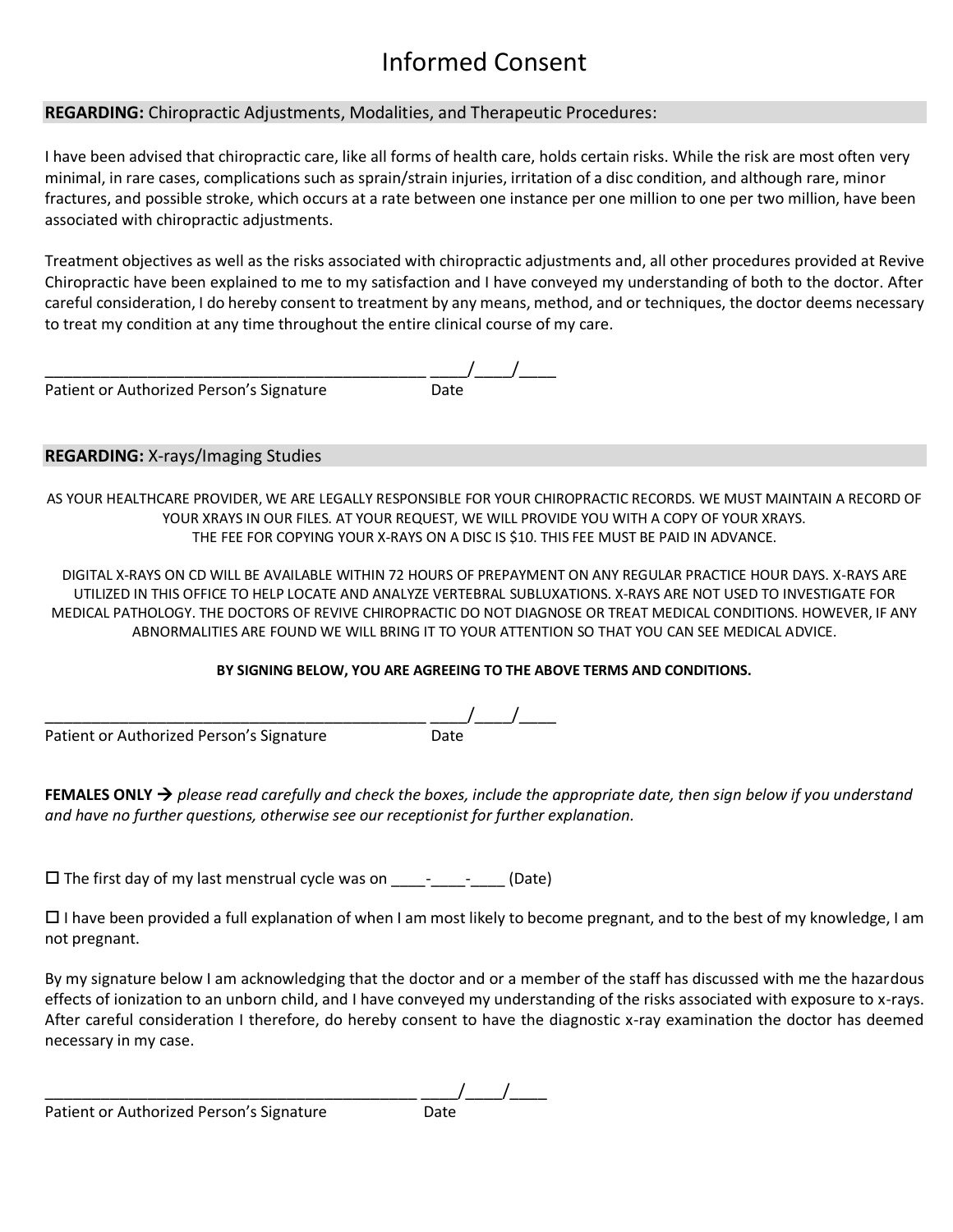# Informed Consent

**REGARDING:** Chiropractic Adjustments, Modalities, and Therapeutic Procedures:

I have been advised that chiropractic care, like all forms of health care, holds certain risks. While the risk are most often very minimal, in rare cases, complications such as sprain/strain injuries, irritation of a disc condition, and although rare, minor fractures, and possible stroke, which occurs at a rate between one instance per one million to one per two million, have been associated with chiropractic adjustments.

Treatment objectives as well as the risks associated with chiropractic adjustments and, all other procedures provided at Revive Chiropractic have been explained to me to my satisfaction and I have conveyed my understanding of both to the doctor. After careful consideration, I do hereby consent to treatment by any means, method, and or techniques, the doctor deems necessary to treat my condition at any time throughout the entire clinical course of my care.

_____________________________________________ ____/____/____
Patient or Authorized Person's Signature Date

**REGARDING:** X-rays/Imaging Studies

AS YOUR HEALTHCARE PROVIDER, WE ARE LEGALLY RESPONSIBLE FOR YOUR CHIROPRACTIC RECORDS. WE MUST MAINTAIN A RECORD OF YOUR XRAYS IN OUR FILES. AT YOUR REQUEST, WE WILL PROVIDE YOU WITH A COPY OF YOUR XRAYS.
THE FEE FOR COPYING YOUR X-RAYS ON A DISC IS $10. THIS FEE MUST BE PAID IN ADVANCE.

DIGITAL X-RAYS ON CD WILL BE AVAILABLE WITHIN 72 HOURS OF PREPAYMENT ON ANY REGULAR PRACTICE HOUR DAYS. X-RAYS ARE UTILIZED IN THIS OFFICE TO HELP LOCATE AND ANALYZE VERTEBRAL SUBLUXATIONS. X-RAYS ARE NOT USED TO INVESTIGATE FOR MEDICAL PATHOLOGY. THE DOCTORS OF REVIVE CHIROPRACTIC DO NOT DIAGNOSE OR TREAT MEDICAL CONDITIONS. HOWEVER, IF ANY ABNORMALITIES ARE FOUND WE WILL BRING IT TO YOUR ATTENTION SO THAT YOU CAN SEE MEDICAL ADVICE.

**BY SIGNING BELOW, YOU ARE AGREEING TO THE ABOVE TERMS AND CONDITIONS.**

_____________________________________________ ____/____/____
Patient or Authorized Person's Signature Date

**FEMALES ONLY →** *please read carefully and check the boxes, include the appropriate date, then sign below if you understand and have no further questions, otherwise see our receptionist for further explanation.*

☐ The first day of my last menstrual cycle was on ____-____-____ (Date)

☐ I have been provided a full explanation of when I am most likely to become pregnant, and to the best of my knowledge, I am not pregnant.

By my signature below I am acknowledging that the doctor and or a member of the staff has discussed with me the hazardous effects of ionization to an unborn child, and I have conveyed my understanding of the risks associated with exposure to x-rays. After careful consideration I therefore, do hereby consent to have the diagnostic x-ray examination the doctor has deemed necessary in my case.

_____________________________________________ ____/____/____
Patient or Authorized Person's Signature Date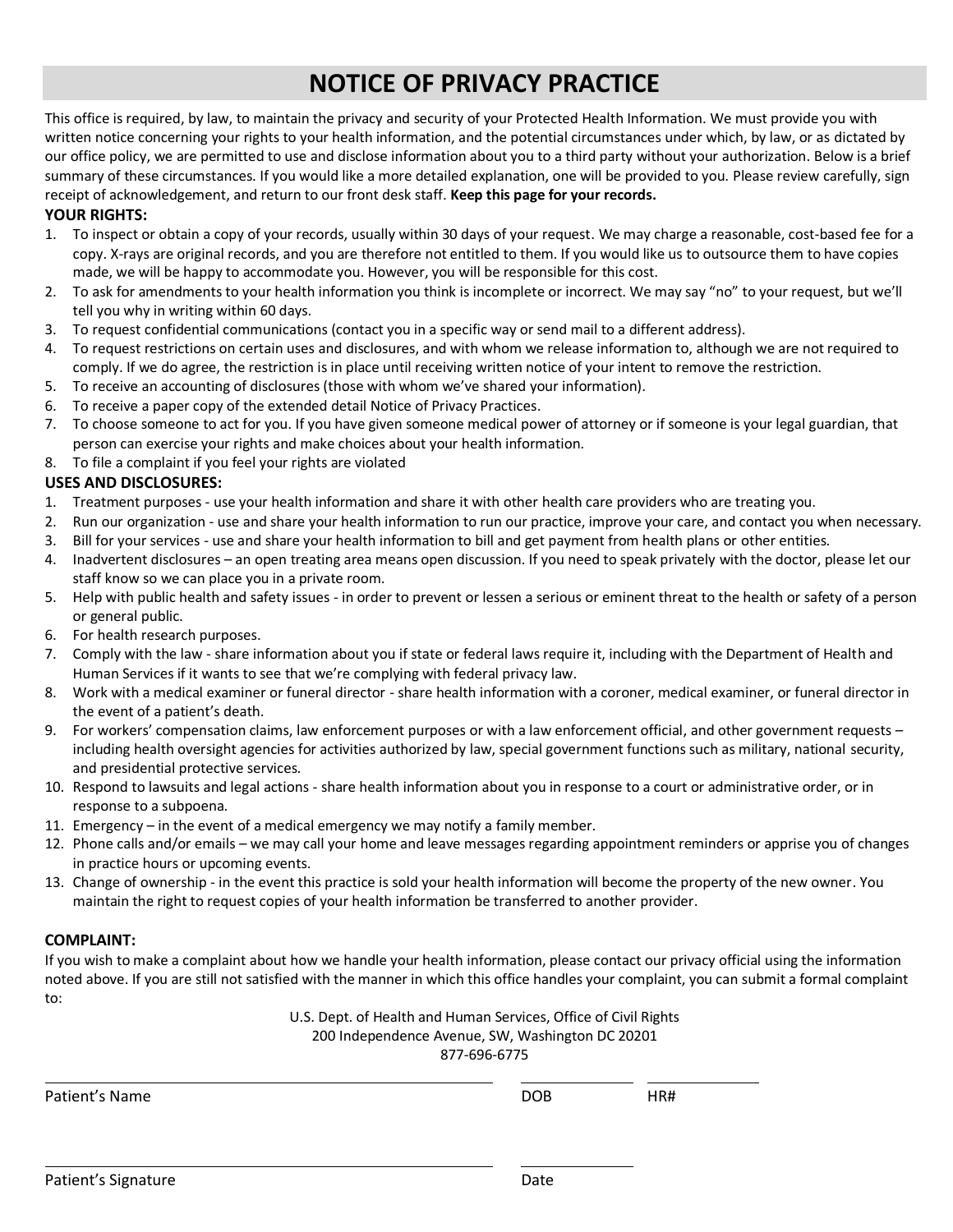# NOTICE OF PRIVACY PRACTICE

This office is required, by law, to maintain the privacy and security of your Protected Health Information. We must provide you with written notice concerning your rights to your health information, and the potential circumstances under which, by law, or as dictated by our office policy, we are permitted to use and disclose information about you to a third party without your authorization. Below is a brief summary of these circumstances. If you would like a more detailed explanation, one will be provided to you. Please review carefully, sign receipt of acknowledgement, and return to our front desk staff. **Keep this page for your records.**

**YOUR RIGHTS:**

1. To inspect or obtain a copy of your records, usually within 30 days of your request. We may charge a reasonable, cost-based fee for a copy. X-rays are original records, and you are therefore not entitled to them. If you would like us to outsource them to have copies made, we will be happy to accommodate you. However, you will be responsible for this cost.
2. To ask for amendments to your health information you think is incomplete or incorrect. We may say "no" to your request, but we'll tell you why in writing within 60 days.
3. To request confidential communications (contact you in a specific way or send mail to a different address).
4. To request restrictions on certain uses and disclosures, and with whom we release information to, although we are not required to comply. If we do agree, the restriction is in place until receiving written notice of your intent to remove the restriction.
5. To receive an accounting of disclosures (those with whom we've shared your information).
6. To receive a paper copy of the extended detail Notice of Privacy Practices.
7. To choose someone to act for you. If you have given someone medical power of attorney or if someone is your legal guardian, that person can exercise your rights and make choices about your health information.
8. To file a complaint if you feel your rights are violated

**USES AND DISCLOSURES:**

1. Treatment purposes - use your health information and share it with other health care providers who are treating you.
2. Run our organization - use and share your health information to run our practice, improve your care, and contact you when necessary.
3. Bill for your services - use and share your health information to bill and get payment from health plans or other entities.
4. Inadvertent disclosures – an open treating area means open discussion. If you need to speak privately with the doctor, please let our staff know so we can place you in a private room.
5. Help with public health and safety issues - in order to prevent or lessen a serious or eminent threat to the health or safety of a person or general public.
6. For health research purposes.
7. Comply with the law - share information about you if state or federal laws require it, including with the Department of Health and Human Services if it wants to see that we're complying with federal privacy law.
8. Work with a medical examiner or funeral director - share health information with a coroner, medical examiner, or funeral director in the event of a patient's death.
9. For workers' compensation claims, law enforcement purposes or with a law enforcement official, and other government requests – including health oversight agencies for activities authorized by law, special government functions such as military, national security, and presidential protective services.
10. Respond to lawsuits and legal actions - share health information about you in response to a court or administrative order, or in response to a subpoena.
11. Emergency – in the event of a medical emergency we may notify a family member.
12. Phone calls and/or emails – we may call your home and leave messages regarding appointment reminders or apprise you of changes in practice hours or upcoming events.
13. Change of ownership - in the event this practice is sold your health information will become the property of the new owner. You maintain the right to request copies of your health information be transferred to another provider.

**COMPLAINT:**

If you wish to make a complaint about how we handle your health information, please contact our privacy official using the information noted above. If you are still not satisfied with the manner in which this office handles your complaint, you can submit a formal complaint to:

U.S. Dept. of Health and Human Services, Office of Civil Rights
200 Independence Avenue, SW, Washington DC 20201
877-696-6775

Patient's Name ______________________ DOB __________ HR# __________

Patient's Signature ______________________ Date __________